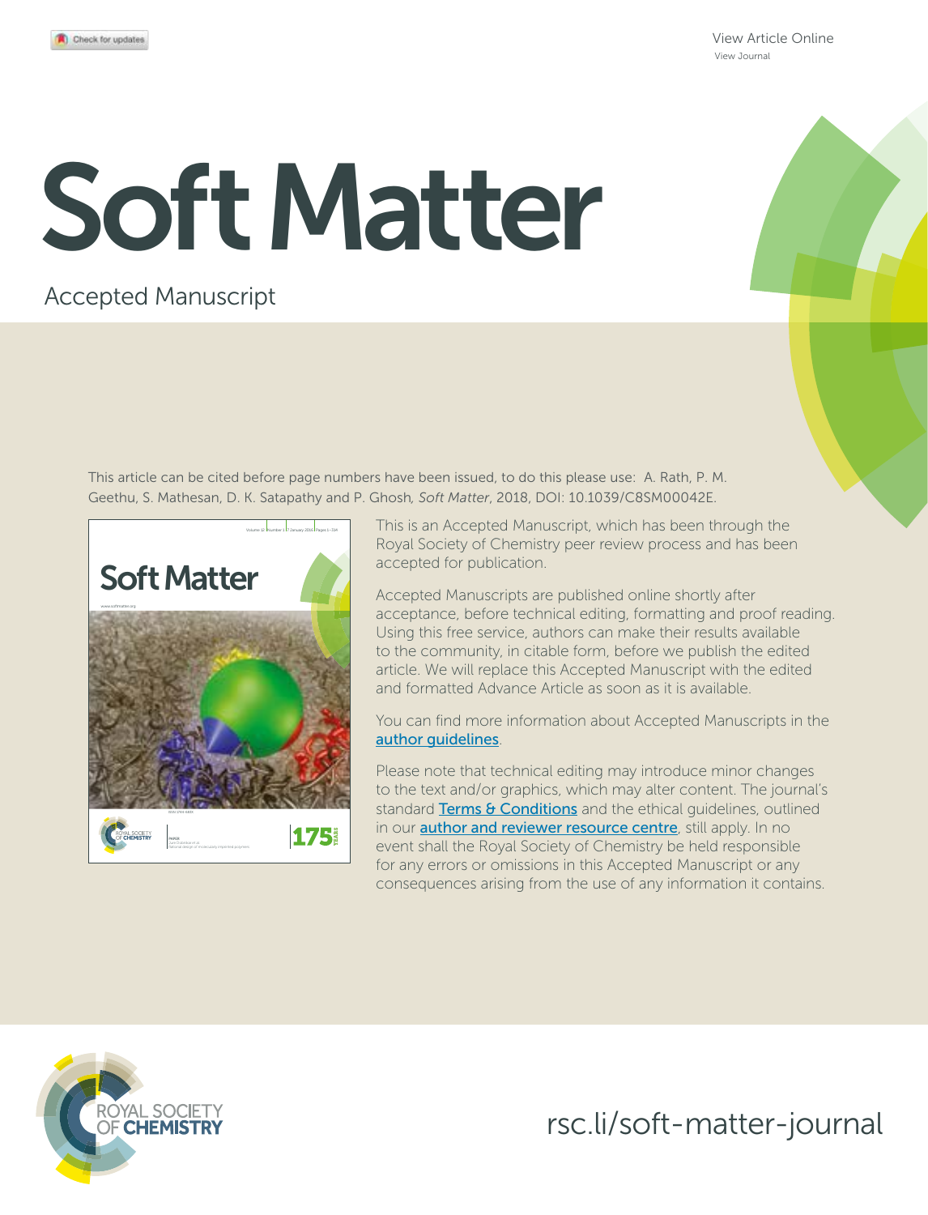View Article Online
View Journal

# Soft Matter

Accepted Manuscript

This article can be cited before page numbers have been issued, to do this please use: A. Rath, P. M. Geethu, S. Mathesan, D. K. Satapathy and P. Ghosh, *Soft Matter*, 2018, DOI: 10.1039/C8SM00042E.

This is an Accepted Manuscript, which has been through the Royal Society of Chemistry peer review process and has been accepted for publication.

Accepted Manuscripts are published online shortly after acceptance, before technical editing, formatting and proof reading. Using this free service, authors can make their results available to the community, in citable form, before we publish the edited article. We will replace this Accepted Manuscript with the edited and formatted Advance Article as soon as it is available.

You can find more information about Accepted Manuscripts in the author guidelines.

Please note that technical editing may introduce minor changes to the text and/or graphics, which may alter content. The journal's standard Terms & Conditions and the ethical guidelines, outlined in our author and reviewer resource centre, still apply. In no event shall the Royal Society of Chemistry be held responsible for any errors or omissions in this Accepted Manuscript or any consequences arising from the use of any information it contains.

ROYAL SOCIETY OF CHEMISTRY

rsc.li/soft-matter-journal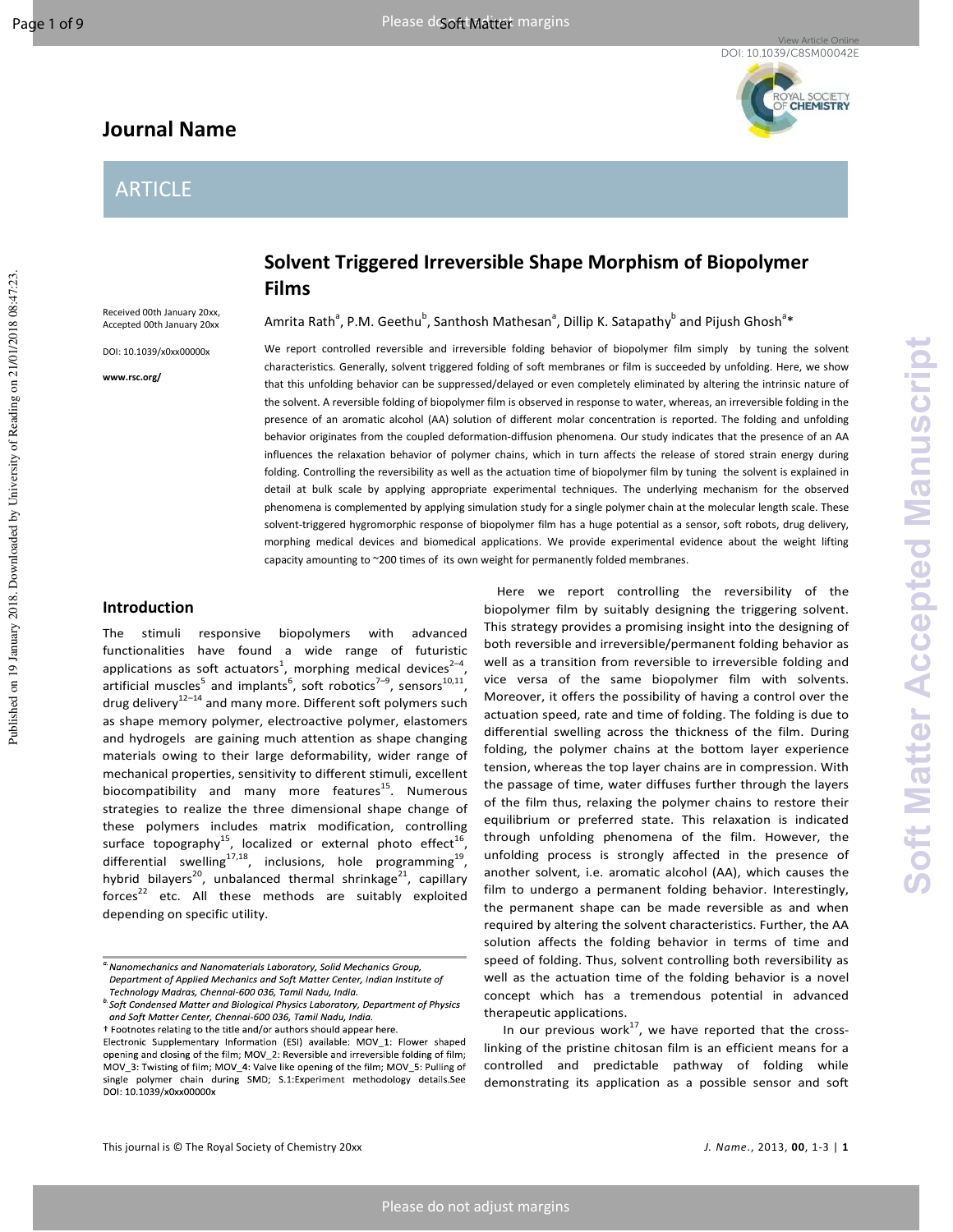# Solvent Triggered Irreversible Shape Morphism of Biopolymer Films

Received 00th January 20xx, Accepted 00th January 20xx

DOI: 10.1039/x0xx00000x

www.rsc.org/

Amrita Rath[a], P.M. Geethu[b], Santhosh Mathesan[a], Dillip K. Satapathy[b] and Pijush Ghosh[a]*

We report controlled reversible and irreversible folding behavior of biopolymer film simply by tuning the solvent characteristics. Generally, solvent triggered folding of soft membranes or film is succeeded by unfolding. Here, we show that this unfolding behavior can be suppressed/delayed or even completely eliminated by altering the intrinsic nature of the solvent. A reversible folding of biopolymer film is observed in response to water, whereas, an irreversible folding in the presence of an aromatic alcohol (AA) solution of different molar concentration is reported. The folding and unfolding behavior originates from the coupled deformation-diffusion phenomena. Our study indicates that the presence of an AA influences the relaxation behavior of polymer chains, which in turn affects the release of stored strain energy during folding. Controlling the reversibility as well as the actuation time of biopolymer film by tuning the solvent is explained in detail at bulk scale by applying appropriate experimental techniques. The underlying mechanism for the observed phenomena is complemented by applying simulation study for a single polymer chain at the molecular length scale. These solvent-triggered hygromorphic response of biopolymer film has a huge potential as a sensor, soft robots, drug delivery, morphing medical devices and biomedical applications. We provide experimental evidence about the weight lifting capacity amounting to ~200 times of its own weight for permanently folded membranes.

## Introduction

The stimuli responsive biopolymers with advanced functionalities have found a wide range of futuristic applications as soft actuators[1], morphing medical devices[2–4], artificial muscles[5] and implants[6], soft robotics[7–9], sensors[10,11], drug delivery[12–14] and many more. Different soft polymers such as shape memory polymer, electroactive polymer, elastomers and hydrogels are gaining much attention as shape changing materials owing to their large deformability, wider range of mechanical properties, sensitivity to different stimuli, excellent biocompatibility and many more features[15]. Numerous strategies to realize the three dimensional shape change of these polymers includes matrix modification, controlling surface topography[15], localized or external photo effect[16], differential swelling[17,18], inclusions, hole programming[19], hybrid bilayers[20], unbalanced thermal shrinkage[21], capillary forces[22] etc. All these methods are suitably exploited depending on specific utility.

Here we report controlling the reversibility of the biopolymer film by suitably designing the triggering solvent. This strategy provides a promising insight into the designing of both reversible and irreversible/permanent folding behavior as well as a transition from reversible to irreversible folding and vice versa of the same biopolymer film with solvents. Moreover, it offers the possibility of having a control over the actuation speed, rate and time of folding. The folding is due to differential swelling across the thickness of the film. During folding, the polymer chains at the bottom layer experience tension, whereas the top layer chains are in compression. With the passage of time, water diffuses further through the layers of the film thus, relaxing the polymer chains to restore their equilibrium or preferred state. This relaxation is indicated through unfolding phenomena of the film. However, the unfolding process is strongly affected in the presence of another solvent, i.e. aromatic alcohol (AA), which causes the film to undergo a permanent folding behavior. Interestingly, the permanent shape can be made reversible as and when required by altering the solvent characteristics. Further, the AA solution affects the folding behavior in terms of time and speed of folding. Thus, solvent controlling both reversibility as well as the actuation time of the folding behavior is a novel concept which has a tremendous potential in advanced therapeutic applications.

In our previous work[17], we have reported that the cross-linking of the pristine chitosan film is an efficient means for a controlled and predictable pathway of folding while demonstrating its application as a possible sensor and soft

[a] Nanomechanics and Nanomaterials Laboratory, Solid Mechanics Group, Department of Applied Mechanics and Soft Matter Center, Indian Institute of Technology Madras, Chennai-600 036, Tamil Nadu, India.

[b] Soft Condensed Matter and Biological Physics Laboratory, Department of Physics and Soft Matter Center, Chennai-600 036, Tamil Nadu, India.

† Footnotes relating to the title and/or authors should appear here.

Electronic Supplementary Information (ESI) available: MOV_1: Flower shaped opening and closing of the film; MOV_2: Reversible and irreversible folding of film; MOV_3: Twisting of film; MOV_4: Valve like opening of the film; MOV_5: Pulling of single polymer chain during SMD; S.1:Experiment methodology details.See DOI: 10.1039/x0xx00000x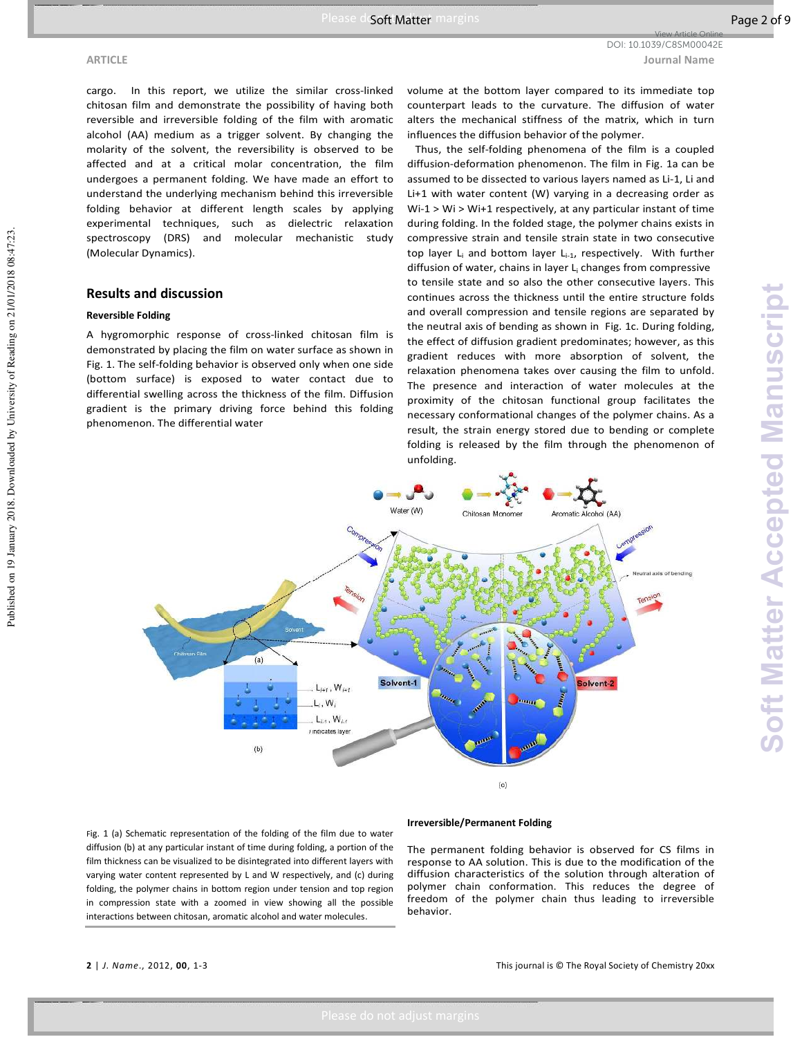cargo. In this report, we utilize the similar cross-linked chitosan film and demonstrate the possibility of having both reversible and irreversible folding of the film with aromatic alcohol (AA) medium as a trigger solvent. By changing the molarity of the solvent, the reversibility is observed to be affected and at a critical molar concentration, the film undergoes a permanent folding. We have made an effort to understand the underlying mechanism behind this irreversible folding behavior at different length scales by applying experimental techniques, such as dielectric relaxation spectroscopy (DRS) and molecular mechanistic study (Molecular Dynamics).

## Results and discussion

### Reversible Folding

A hygromorphic response of cross-linked chitosan film is demonstrated by placing the film on water surface as shown in Fig. 1. The self-folding behavior is observed only when one side (bottom surface) is exposed to water contact due to differential swelling across the thickness of the film. Diffusion gradient is the primary driving force behind this folding phenomenon. The differential water volume at the bottom layer compared to its immediate top counterpart leads to the curvature. The diffusion of water alters the mechanical stiffness of the matrix, which in turn influences the diffusion behavior of the polymer.

Thus, the self-folding phenomena of the film is a coupled diffusion-deformation phenomenon. The film in Fig. 1a can be assumed to be dissected to various layers named as Li-1, Li and Li+1 with water content (W) varying in a decreasing order as Wi-1 > Wi > Wi+1 respectively, at any particular instant of time during folding. In the folded stage, the polymer chains exists in compressive strain and tensile strain state in two consecutive top layer $L_i$ and bottom layer $L_{i-1}$, respectively. With further diffusion of water, chains in layer $L_i$ changes from compressive to tensile state and so also the other consecutive layers. This continues across the thickness until the entire structure folds and overall compression and tensile regions are separated by the neutral axis of bending as shown in Fig. 1c. During folding, the effect of diffusion gradient predominates; however, as this gradient reduces with more absorption of solvent, the relaxation phenomena takes over causing the film to unfold. The presence and interaction of water molecules at the proximity of the chitosan functional group facilitates the necessary conformational changes of the polymer chains. As a result, the strain energy stored due to bending or complete folding is released by the film through the phenomenon of unfolding.

Fig. 1 (a) Schematic representation of the folding of the film due to water diffusion (b) at any particular instant of time during folding, a portion of the film thickness can be visualized to be disintegrated into different layers with varying water content represented by L and W respectively, and (c) during folding, the polymer chains in bottom region under tension and top region in compression state with a zoomed in view showing all the possible interactions between chitosan, aromatic alcohol and water molecules.

### Irreversible/Permanent Folding

The permanent folding behavior is observed for CS films in response to AA solution. This is due to the modification of the diffusion characteristics of the solution through alteration of polymer chain conformation. This reduces the degree of freedom of the polymer chain thus leading to irreversible behavior.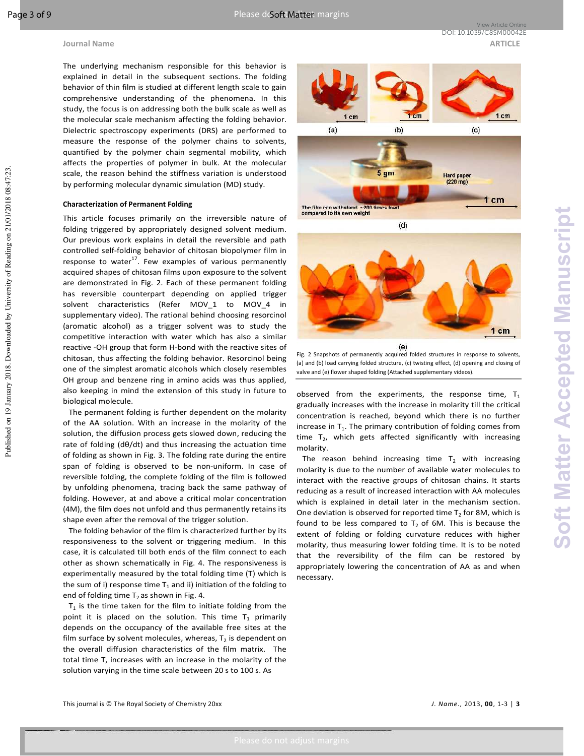The underlying mechanism responsible for this behavior is explained in detail in the subsequent sections. The folding behavior of thin film is studied at different length scale to gain comprehensive understanding of the phenomena. In this study, the focus is on addressing both the bulk scale as well as the molecular scale mechanism affecting the folding behavior. Dielectric spectroscopy experiments (DRS) are performed to measure the response of the polymer chains to solvents, quantified by the polymer chain segmental mobility, which affects the properties of polymer in bulk. At the molecular scale, the reason behind the stiffness variation is understood by performing molecular dynamic simulation (MD) study.

### Characterization of Permanent Folding

This article focuses primarily on the irreversible nature of folding triggered by appropriately designed solvent medium. Our previous work explains in detail the reversible and path controlled self-folding behavior of chitosan biopolymer film in response to water[17]. Few examples of various permanently acquired shapes of chitosan films upon exposure to the solvent are demonstrated in Fig. 2. Each of these permanent folding has reversible counterpart depending on applied trigger solvent characteristics (Refer MOV_1 to MOV_4 in supplementary video). The rational behind choosing resorcinol (aromatic alcohol) as a trigger solvent was to study the competitive interaction with water which has also a similar reactive -OH group that form H-bond with the reactive sites of chitosan, thus affecting the folding behavior. Resorcinol being one of the simplest aromatic alcohols which closely resembles OH group and benzene ring in amino acids was thus applied, also keeping in mind the extension of this study in future to biological molecule.

The permanent folding is further dependent on the molarity of the AA solution. With an increase in the molarity of the solution, the diffusion process gets slowed down, reducing the rate of folding ($d\theta/dt$) and thus increasing the actuation time of folding as shown in Fig. 3. The folding rate during the entire span of folding is observed to be non-uniform. In case of reversible folding, the complete folding of the film is followed by unfolding phenomena, tracing back the same pathway of folding. However, at and above a critical molar concentration (4M), the film does not unfold and thus permanently retains its shape even after the removal of the trigger solution.

The folding behavior of the film is characterized further by its responsiveness to the solvent or triggering medium. In this case, it is calculated till both ends of the film connect to each other as shown schematically in Fig. 4. The responsiveness is experimentally measured by the total folding time (T) which is the sum of i) response time $T_1$ and ii) initiation of the folding to end of folding time $T_2$ as shown in Fig. 4.

$T_1$ is the time taken for the film to initiate folding from the point it is placed on the solution. This time $T_1$ primarily depends on the occupancy of the available free sites at the film surface by solvent molecules, whereas, $T_2$ is dependent on the overall diffusion characteristics of the film matrix. The total time T, increases with an increase in the molarity of the solution varying in the time scale between 20 s to 100 s. As observed from the experiments, the response time, $T_1$ gradually increases with the increase in molarity till the critical concentration is reached, beyond which there is no further increase in $T_1$. The primary contribution of folding comes from time $T_2$, which gets affected significantly with increasing molarity.

1 cm
(a)
1 cm
(b)
1 cm
(c)
5 gm
Hard paper (220 mg)
1 cm
The film can withstand ~200 times load compared to its own weight
(d)
1 cm
(e)

Fig. 2 Snapshots of permanently acquired folded structures in response to solvents, (a) and (b) load carrying folded structure, (c) twisting effect, (d) opening and closing of valve and (e) flower shaped folding (Attached supplementary videos).

The reason behind increasing time $T_2$ with increasing molarity is due to the number of available water molecules to interact with the reactive groups of chitosan chains. It starts reducing as a result of increased interaction with AA molecules which is explained in detail later in the mechanism section. One deviation is observed for reported time $T_2$ for 8M, which is found to be less compared to $T_2$ of 6M. This is because the extent of folding or folding curvature reduces with higher molarity, thus measuring lower folding time. It is to be noted that the reversibility of the film can be restored by appropriately lowering the concentration of AA as and when necessary.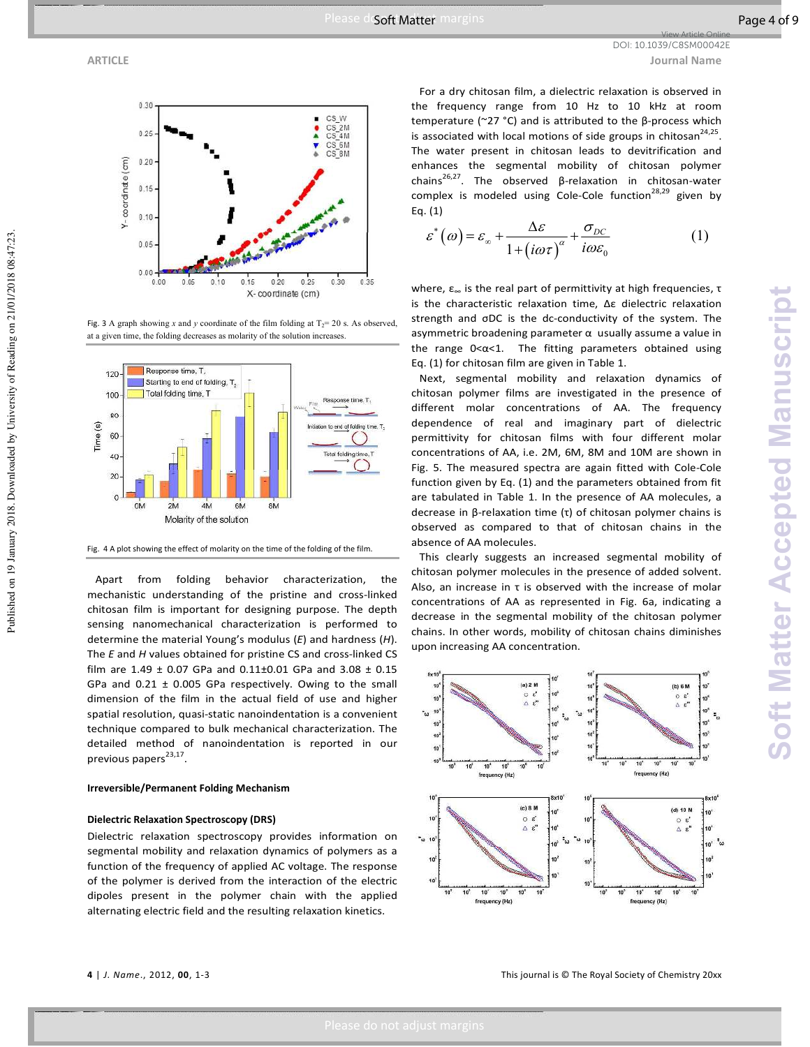Fig. 3 A graph showing *x* and *y* coordinate of the film folding at $T_2$= 20 s. As observed, at a given time, the folding decreases as molarity of the solution increases.

Fig. 4 A plot showing the effect of molarity on the time of the folding of the film.

Apart from folding behavior characterization, the mechanistic understanding of the pristine and cross-linked chitosan film is important for designing purpose. The depth sensing nanomechanical characterization is performed to determine the material Young's modulus (*E*) and hardness (*H*). The *E* and *H* values obtained for pristine CS and cross-linked CS film are 1.49 ± 0.07 GPa and 0.11±0.01 GPa and 3.08 ± 0.15 GPa and 0.21 ± 0.005 GPa respectively. Owing to the small dimension of the film in the actual field of use and higher spatial resolution, quasi-static nanoindentation is a convenient technique compared to bulk mechanical characterization. The detailed method of nanoindentation is reported in our previous papers[23,17].

#### Irreversible/Permanent Folding Mechanism

#### Dielectric Relaxation Spectroscopy (DRS)

Dielectric relaxation spectroscopy provides information on segmental mobility and relaxation dynamics of polymers as a function of the frequency of applied AC voltage. The response of the polymer is derived from the interaction of the electric dipoles present in the polymer chain with the applied alternating electric field and the resulting relaxation kinetics.

For a dry chitosan film, a dielectric relaxation is observed in the frequency range from 10 Hz to 10 kHz at room temperature (~27 °C) and is attributed to the β-process which is associated with local motions of side groups in chitosan[24,25]. The water present in chitosan leads to devitrification and enhances the segmental mobility of chitosan polymer chains[26,27]. The observed β-relaxation in chitosan-water complex is modeled using Cole-Cole function[28,29] given by Eq. (1)

$$\varepsilon^*(\omega) = \varepsilon_\infty + \frac{\Delta\varepsilon}{1+(i\omega\tau)^\alpha} + \frac{\sigma_{DC}}{i\omega\varepsilon_0} \qquad (1)$$

where, $\varepsilon_\infty$ is the real part of permittivity at high frequencies, τ is the characteristic relaxation time, Δε dielectric relaxation strength and σDC is the dc-conductivity of the system. The asymmetric broadening parameter α usually assume a value in the range $0<\alpha<1$. The fitting parameters obtained using Eq. (1) for chitosan film are given in Table 1.

Next, segmental mobility and relaxation dynamics of chitosan polymer films are investigated in the presence of different molar concentrations of AA. The frequency dependence of real and imaginary part of dielectric permittivity for chitosan films with four different molar concentrations of AA, i.e. 2M, 6M, 8M and 10M are shown in Fig. 5. The measured spectra are again fitted with Cole-Cole function given by Eq. (1) and the parameters obtained from fit are tabulated in Table 1. In the presence of AA molecules, a decrease in β-relaxation time (τ) of chitosan polymer chains is observed as compared to that of chitosan chains in the absence of AA molecules.

This clearly suggests an increased segmental mobility of chitosan polymer molecules in the presence of added solvent. Also, an increase in τ is observed with the increase of molar concentrations of AA as represented in Fig. 6a, indicating a decrease in the segmental mobility of the chitosan polymer chains. In other words, mobility of chitosan chains diminishes upon increasing AA concentration.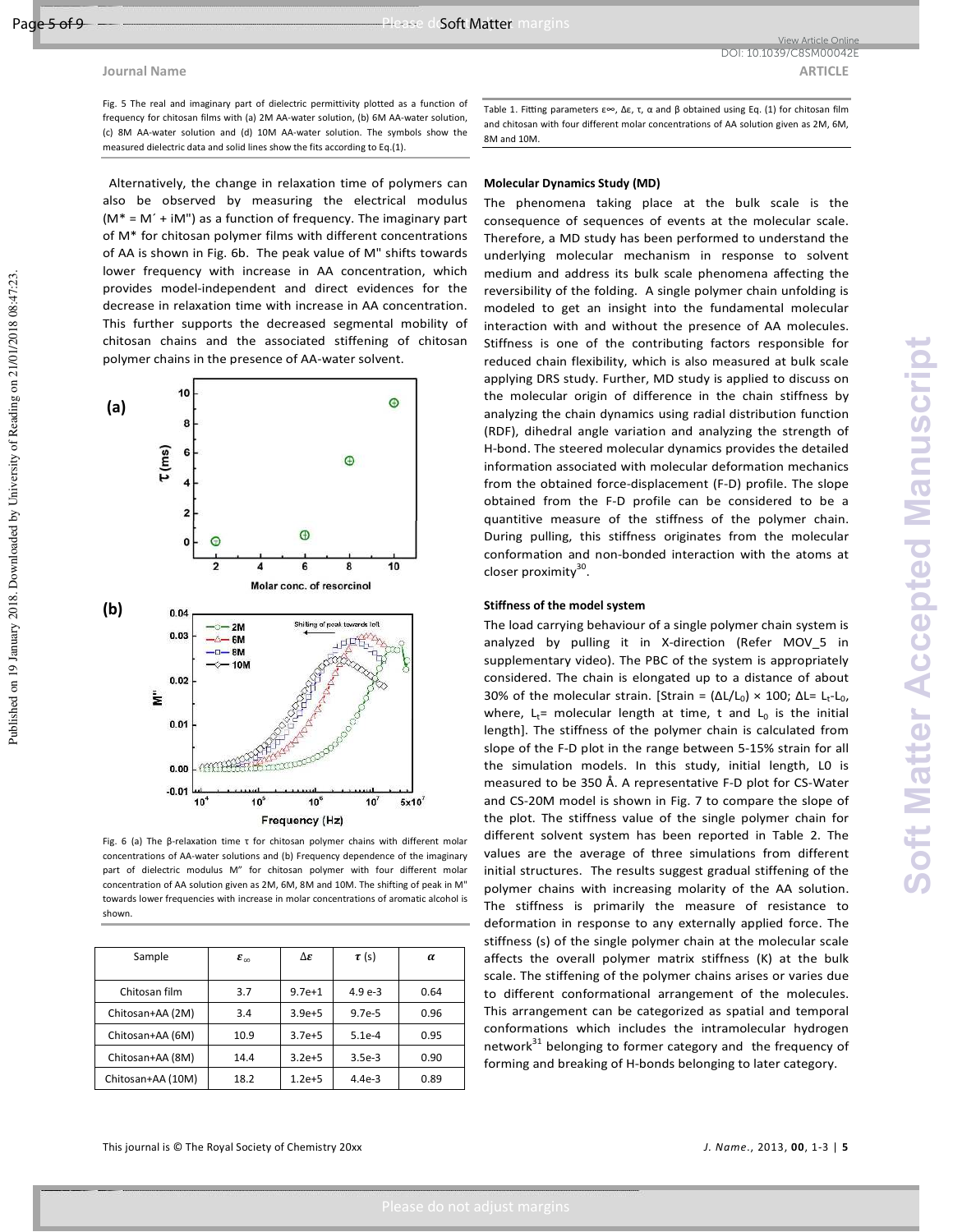Fig. 5 The real and imaginary part of dielectric permittivity plotted as a function of frequency for chitosan films with (a) 2M AA-water solution, (b) 6M AA-water solution, (c) 8M AA-water solution and (d) 10M AA-water solution. The symbols show the measured dielectric data and solid lines show the fits according to Eq.(1).

Alternatively, the change in relaxation time of polymers can also be observed by measuring the electrical modulus ($M^* = M' + iM''$) as a function of frequency. The imaginary part of $M^*$ for chitosan polymer films with different concentrations of AA is shown in Fig. 6b. The peak value of $M''$ shifts towards lower frequency with increase in AA concentration, which provides model-independent and direct evidences for the decrease in relaxation time with increase in AA concentration. This further supports the decreased segmental mobility of chitosan chains and the associated stiffening of chitosan polymer chains in the presence of AA-water solvent.

Fig. 6 (a) The β-relaxation time τ for chitosan polymer chains with different molar concentrations of AA-water solutions and (b) Frequency dependence of the imaginary part of dielectric modulus M" for chitosan polymer with four different molar concentration of AA solution given as 2M, 6M, 8M and 10M. The shifting of peak in M" towards lower frequencies with increase in molar concentrations of aromatic alcohol is shown.

Table 1. Fitting parameters ε∞, Δε, τ, α and β obtained using Eq. (1) for chitosan film and chitosan with four different molar concentrations of AA solution given as 2M, 6M, 8M and 10M.

| Sample | $\varepsilon_\infty$ | $\Delta\varepsilon$ | $\tau$ (s) | $\alpha$ |
|---|---|---|---|---|
| Chitosan film | 3.7 | 9.7e+1 | 4.9 e-3 | 0.64 |
| Chitosan+AA (2M) | 3.4 | 3.9e+5 | 9.7e-5 | 0.96 |
| Chitosan+AA (6M) | 10.9 | 3.7e+5 | 5.1e-4 | 0.95 |
| Chitosan+AA (8M) | 14.4 | 3.2e+5 | 3.5e-3 | 0.90 |
| Chitosan+AA (10M) | 18.2 | 1.2e+5 | 4.4e-3 | 0.89 |

### Molecular Dynamics Study (MD)

The phenomena taking place at the bulk scale is the consequence of sequences of events at the molecular scale. Therefore, a MD study has been performed to understand the underlying molecular mechanism in response to solvent medium and address its bulk scale phenomena affecting the reversibility of the folding. A single polymer chain unfolding is modeled to get an insight into the fundamental molecular interaction with and without the presence of AA molecules. Stiffness is one of the contributing factors responsible for reduced chain flexibility, which is also measured at bulk scale applying DRS study. Further, MD study is applied to discuss on the molecular origin of difference in the chain stiffness by analyzing the chain dynamics using radial distribution function (RDF), dihedral angle variation and analyzing the strength of H-bond. The steered molecular dynamics provides the detailed information associated with molecular deformation mechanics from the obtained force-displacement (F-D) profile. The slope obtained from the F-D profile can be considered to be a quantitive measure of the stiffness of the polymer chain. During pulling, this stiffness originates from the molecular conformation and non-bonded interaction with the atoms at closer proximity[30].

#### Stiffness of the model system

The load carrying behaviour of a single polymer chain system is analyzed by pulling it in X-direction (Refer MOV_5 in supplementary video). The PBC of the system is appropriately considered. The chain is elongated up to a distance of about 30% of the molecular strain. [Strain = $(\Delta L/L_0) \times 100$; $\Delta L = L_t - L_0$, where, $L_t$ = molecular length at time, t and $L_0$ is the initial length]. The stiffness of the polymer chain is calculated from slope of the F-D plot in the range between 5-15% strain for all the simulation models. In this study, initial length, L0 is measured to be 350 Å. A representative F-D plot for CS-Water and CS-20M model is shown in Fig. 7 to compare the slope of the plot. The stiffness value of the single polymer chain for different solvent system has been reported in Table 2. The values are the average of three simulations from different initial structures. The results suggest gradual stiffening of the polymer chains with increasing molarity of the AA solution. The stiffness is primarily the measure of resistance to deformation in response to any externally applied force. The stiffness (s) of the single polymer chain at the molecular scale affects the overall polymer matrix stiffness (K) at the bulk scale. The stiffening of the polymer chains arises or varies due to different conformational arrangement of the molecules. This arrangement can be categorized as spatial and temporal conformations which includes the intramolecular hydrogen network[31] belonging to former category and the frequency of forming and breaking of H-bonds belonging to later category.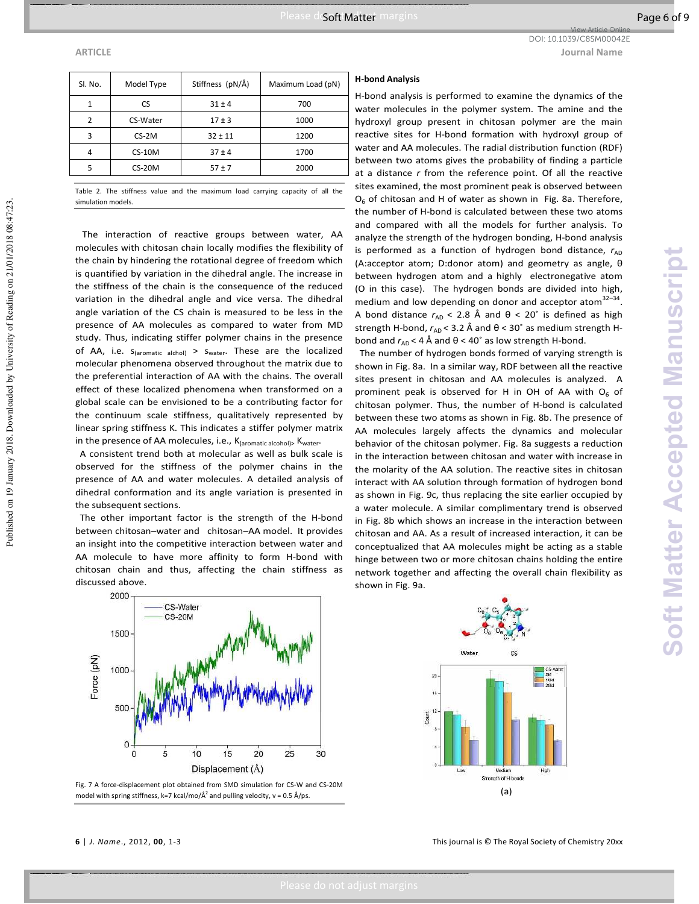| Sl. No. | Model Type | Stiffness (pN/Å) | Maximum Load (pN) |
|---|---|---|---|
| 1 | CS | 31 ± 4 | 700 |
| 2 | CS-Water | 17 ± 3 | 1000 |
| 3 | CS-2M | 32 ± 11 | 1200 |
| 4 | CS-10M | 37 ± 4 | 1700 |
| 5 | CS-20M | 57 ± 7 | 2000 |

Table 2. The stiffness value and the maximum load carrying capacity of all the simulation models.

The interaction of reactive groups between water, AA molecules with chitosan chain locally modifies the flexibility of the chain by hindering the rotational degree of freedom which is quantified by variation in the dihedral angle. The increase in the stiffness of the chain is the consequence of the reduced variation in the dihedral angle and vice versa. The dihedral angle variation of the CS chain is measured to be less in the presence of AA molecules as compared to water from MD study. Thus, indicating stiffer polymer chains in the presence of AA, i.e. $s_{(aromatic\ alchol)} > s_{water}$. These are the localized molecular phenomena observed throughout the matrix due to the preferential interaction of AA with the chains. The overall effect of these localized phenomena when transformed on a global scale can be envisioned to be a contributing factor for the continuum scale stiffness, qualitatively represented by linear spring stiffness K. This indicates a stiffer polymer matrix in the presence of AA molecules, i.e., $K_{(aromatic\ alcohol)} > K_{water}$.

A consistent trend both at molecular as well as bulk scale is observed for the stiffness of the polymer chains in the presence of AA and water molecules. A detailed analysis of dihedral conformation and its angle variation is presented in the subsequent sections.

The other important factor is the strength of the H-bond between chitosan–water and chitosan–AA model. It provides an insight into the competitive interaction between water and AA molecule to have more affinity to form H-bond with chitosan chain and thus, affecting the chain stiffness as discussed above.

Fig. 7 A force-displacement plot obtained from SMD simulation for CS-W and CS-20M model with spring stiffness, k=7 kcal/mo/Å$^2$ and pulling velocity, v = 0.5 Å/ps.

### H-bond Analysis

H-bond analysis is performed to examine the dynamics of the water molecules in the polymer system. The amine and the hydroxyl group present in chitosan polymer are the main reactive sites for H-bond formation with hydroxyl group of water and AA molecules. The radial distribution function (RDF) between two atoms gives the probability of finding a particle at a distance $r$ from the reference point. Of all the reactive sites examined, the most prominent peak is observed between $O_6$ of chitosan and H of water as shown in Fig. 8a. Therefore, the number of H-bond is calculated between these two atoms with all the models for further analysis. To analyze the strength of the hydrogen bonding, H-bond analysis is performed as a function of hydrogen bond distance, $r_{AD}$ (A:acceptor atom; D:donor atom) and geometry as angle, θ between hydrogen atom and a highly electronegative atom (O in this case). The hydrogen bonds are divided into high, medium and low depending on donor and acceptor atom[32–34]. A bond distance $r_{AD}$ < 2.8 Å and θ < 20˚ is defined as high strength H-bond, $r_{AD}$ < 3.2 Å and θ < 30˚ as medium strength H-bond and $r_{AD}$ < 4 Å and θ < 40˚ as low strength H-bond.

The number of hydrogen bonds formed of varying strength is shown in Fig. 8a. In a similar way, RDF between all the reactive sites present in chitosan and AA molecules is analyzed. A prominent peak is observed for H in OH of AA with $O_6$ of chitosan polymer. Thus, the number of H-bond is calculated between these two atoms as shown in Fig. 8b. The presence of AA molecules largely affects the dynamics and molecular behavior of the chitosan polymer. Fig. 8a suggests a reduction in the interaction between chitosan and water with increase in the molarity of the AA solution. The reactive sites in chitosan interact with AA solution through formation of hydrogen bond as shown in Fig. 9c, thus replacing the site earlier occupied by a water molecule. A similar complimentary trend is observed in Fig. 8b which shows an increase in the interaction between chitosan and AA. As a result of increased interaction, it can be conceptualized that AA molecules might be acting as a stable hinge between two or more chitosan chains holding the entire network together and affecting the overall chain flexibility as shown in Fig. 9a.

(a)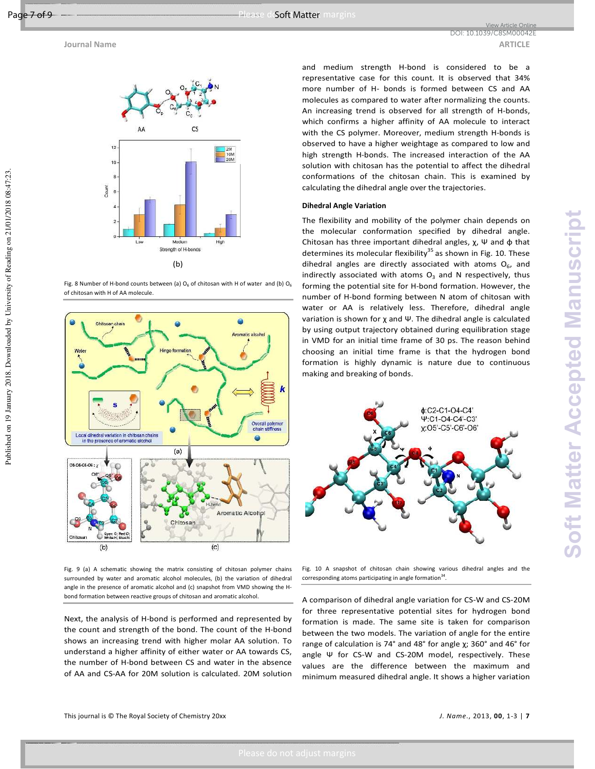Fig. 8 Number of H-bond counts between (a) $O_6$ of chitosan with H of water and (b) $O_6$ of chitosan with H of AA molecule.

Fig. 9 (a) A schematic showing the matrix consisting of chitosan polymer chains surrounded by water and aromatic alcohol molecules, (b) the variation of dihedral angle in the presence of aromatic alcohol and (c) snapshot from VMD showing the H-bond formation between reactive groups of chitosan and aromatic alcohol.

Next, the analysis of H-bond is performed and represented by the count and strength of the bond. The count of the H-bond shows an increasing trend with higher molar AA solution. To understand a higher affinity of either water or AA towards CS, the number of H-bond between CS and water in the absence of AA and CS-AA for 20M solution is calculated. 20M solution and medium strength H-bond is considered to be a representative case for this count. It is observed that 34% more number of H- bonds is formed between CS and AA molecules as compared to water after normalizing the counts. An increasing trend is observed for all strength of H-bonds, which confirms a higher affinity of AA molecule to interact with the CS polymer. Moreover, medium strength H-bonds is observed to have a higher weightage as compared to low and high strength H-bonds. The increased interaction of the AA solution with chitosan has the potential to affect the dihedral conformations of the chitosan chain. This is examined by calculating the dihedral angle over the trajectories.

**Dihedral Angle Variation**

The flexibility and mobility of the polymer chain depends on the molecular conformation specified by dihedral angle. Chitosan has three important dihedral angles, χ, Ψ and ϕ that determines its molecular flexibility[35] as shown in Fig. 10. These dihedral angles are directly associated with atoms $O_6$, and indirectly associated with atoms $O_3$ and N respectively, thus forming the potential site for H-bond formation. However, the number of H-bond forming between N atom of chitosan with water or AA is relatively less. Therefore, dihedral angle variation is shown for χ and Ψ. The dihedral angle is calculated by using output trajectory obtained during equilibration stage in VMD for an initial time frame of 30 ps. The reason behind choosing an initial time frame is that the hydrogen bond formation is highly dynamic is nature due to continuous making and breaking of bonds.

Fig. 10 A snapshot of chitosan chain showing various dihedral angles and the corresponding atoms participating in angle formation[34].

A comparison of dihedral angle variation for CS-W and CS-20M for three representative potential sites for hydrogen bond formation is made. The same site is taken for comparison between the two models. The variation of angle for the entire range of calculation is 74° and 48° for angle χ; 360° and 46° for angle Ψ for CS-W and CS-20M model, respectively. These values are the difference between the maximum and minimum measured dihedral angle. It shows a higher variation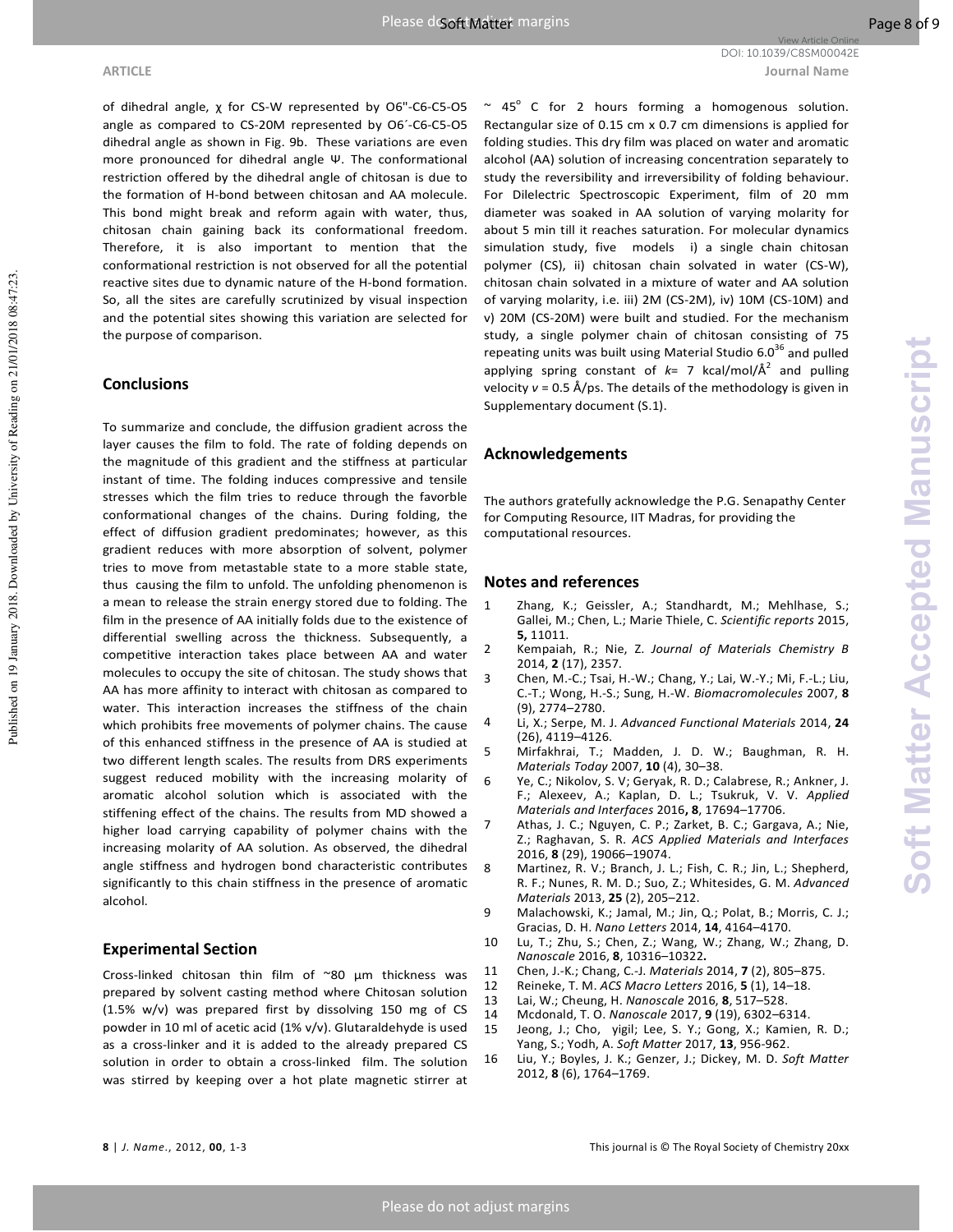of dihedral angle, χ for CS-W represented by O6"-C6-C5-O5 angle as compared to CS-20M represented by O6´-C6-C5-O5 dihedral angle as shown in Fig. 9b. These variations are even more pronounced for dihedral angle Ψ. The conformational restriction offered by the dihedral angle of chitosan is due to the formation of H-bond between chitosan and AA molecule. This bond might break and reform again with water, thus, chitosan chain gaining back its conformational freedom. Therefore, it is also important to mention that the conformational restriction is not observed for all the potential reactive sites due to dynamic nature of the H-bond formation. So, all the sites are carefully scrutinized by visual inspection and the potential sites showing this variation are selected for the purpose of comparison.

## Conclusions

To summarize and conclude, the diffusion gradient across the layer causes the film to fold. The rate of folding depends on the magnitude of this gradient and the stiffness at particular instant of time. The folding induces compressive and tensile stresses which the film tries to reduce through the favorble conformational changes of the chains. During folding, the effect of diffusion gradient predominates; however, as this gradient reduces with more absorption of solvent, polymer tries to move from metastable state to a more stable state, thus causing the film to unfold. The unfolding phenomenon is a mean to release the strain energy stored due to folding. The film in the presence of AA initially folds due to the existence of differential swelling across the thickness. Subsequently, a competitive interaction takes place between AA and water molecules to occupy the site of chitosan. The study shows that AA has more affinity to interact with chitosan as compared to water. This interaction increases the stiffness of the chain which prohibits free movements of polymer chains. The cause of this enhanced stiffness in the presence of AA is studied at two different length scales. The results from DRS experiments suggest reduced mobility with the increasing molarity of aromatic alcohol solution which is associated with the stiffening effect of the chains. The results from MD showed a higher load carrying capability of polymer chains with the increasing molarity of AA solution. As observed, the dihedral angle stiffness and hydrogen bond characteristic contributes significantly to this chain stiffness in the presence of aromatic alcohol.

## Experimental Section

Cross-linked chitosan thin film of ~80 μm thickness was prepared by solvent casting method where Chitosan solution (1.5% w/v) was prepared first by dissolving 150 mg of CS powder in 10 ml of acetic acid (1% v/v). Glutaraldehyde is used as a cross-linker and it is added to the already prepared CS solution in order to obtain a cross-linked film. The solution was stirred by keeping over a hot plate magnetic stirrer at ~ 45° C for 2 hours forming a homogenous solution. Rectangular size of 0.15 cm x 0.7 cm dimensions is applied for folding studies. This dry film was placed on water and aromatic alcohol (AA) solution of increasing concentration separately to study the reversibility and irreversibility of folding behaviour. For Dilelectric Spectroscopic Experiment, film of 20 mm diameter was soaked in AA solution of varying molarity for about 5 min till it reaches saturation. For molecular dynamics simulation study, five models i) a single chain chitosan polymer (CS), ii) chitosan chain solvated in water (CS-W), chitosan chain solvated in a mixture of water and AA solution of varying molarity, i.e. iii) 2M (CS-2M), iv) 10M (CS-10M) and v) 20M (CS-20M) were built and studied. For the mechanism study, a single polymer chain of chitosan consisting of 75 repeating units was built using Material Studio 6.0[36] and pulled applying spring constant of $k$= 7 kcal/mol/Å$^2$ and pulling velocity $v$ = 0.5 Å/ps. The details of the methodology is given in Supplementary document (S.1).

## Acknowledgements

The authors gratefully acknowledge the P.G. Senapathy Center for Computing Resource, IIT Madras, for providing the computational resources.

## Notes and references

1. Zhang, K.; Geissler, A.; Standhardt, M.; Mehlhase, S.; Gallei, M.; Chen, L.; Marie Thiele, C. *Scientific reports* 2015, **5,** 11011.
2. Kempaiah, R.; Nie, Z. *Journal of Materials Chemistry B* 2014, **2** (17), 2357.
3. Chen, M.-C.; Tsai, H.-W.; Chang, Y.; Lai, W.-Y.; Mi, F.-L.; Liu, C.-T.; Wong, H.-S.; Sung, H.-W. *Biomacromolecules* 2007, **8** (9), 2774–2780.
4. Li, X.; Serpe, M. J. *Advanced Functional Materials* 2014, **24** (26), 4119–4126.
5. Mirfakhrai, T.; Madden, J. D. W.; Baughman, R. H. *Materials Today* 2007, **10** (4), 30–38.
6. Ye, C.; Nikolov, S. V; Geryak, R. D.; Calabrese, R.; Ankner, J. F.; Alexeev, A.; Kaplan, D. L.; Tsukruk, V. V. *Applied Materials and Interfaces* 2016**, 8**, 17694–17706.
7. Athas, J. C.; Nguyen, C. P.; Zarket, B. C.; Gargava, A.; Nie, Z.; Raghavan, S. R. *ACS Applied Materials and Interfaces* 2016, **8** (29), 19066–19074.
8. Martinez, R. V.; Branch, J. L.; Fish, C. R.; Jin, L.; Shepherd, R. F.; Nunes, R. M. D.; Suo, Z.; Whitesides, G. M. *Advanced Materials* 2013, **25** (2), 205–212.
9. Malachowski, K.; Jamal, M.; Jin, Q.; Polat, B.; Morris, C. J.; Gracias, D. H. *Nano Letters* 2014, **14**, 4164–4170.
10. Lu, T.; Zhu, S.; Chen, Z.; Wang, W.; Zhang, W.; Zhang, D. *Nanoscale* 2016, **8**, 10316–10322**.**
11. Chen, J.-K.; Chang, C.-J. *Materials* 2014, **7** (2), 805–875.
12. Reineke, T. M. *ACS Macro Letters* 2016, **5** (1), 14–18.
13. Lai, W.; Cheung, H. *Nanoscale* 2016, **8**, 517–528.
14. Mcdonald, T. O. *Nanoscale* 2017, **9** (19), 6302–6314.
15. Jeong, J.; Cho, yigil; Lee, S. Y.; Gong, X.; Kamien, R. D.; Yang, S.; Yodh, A. *Soft Matter* 2017, **13**, 956-962.
16. Liu, Y.; Boyles, J. K.; Genzer, J.; Dickey, M. D. *Soft Matter* 2012, **8** (6), 1764–1769.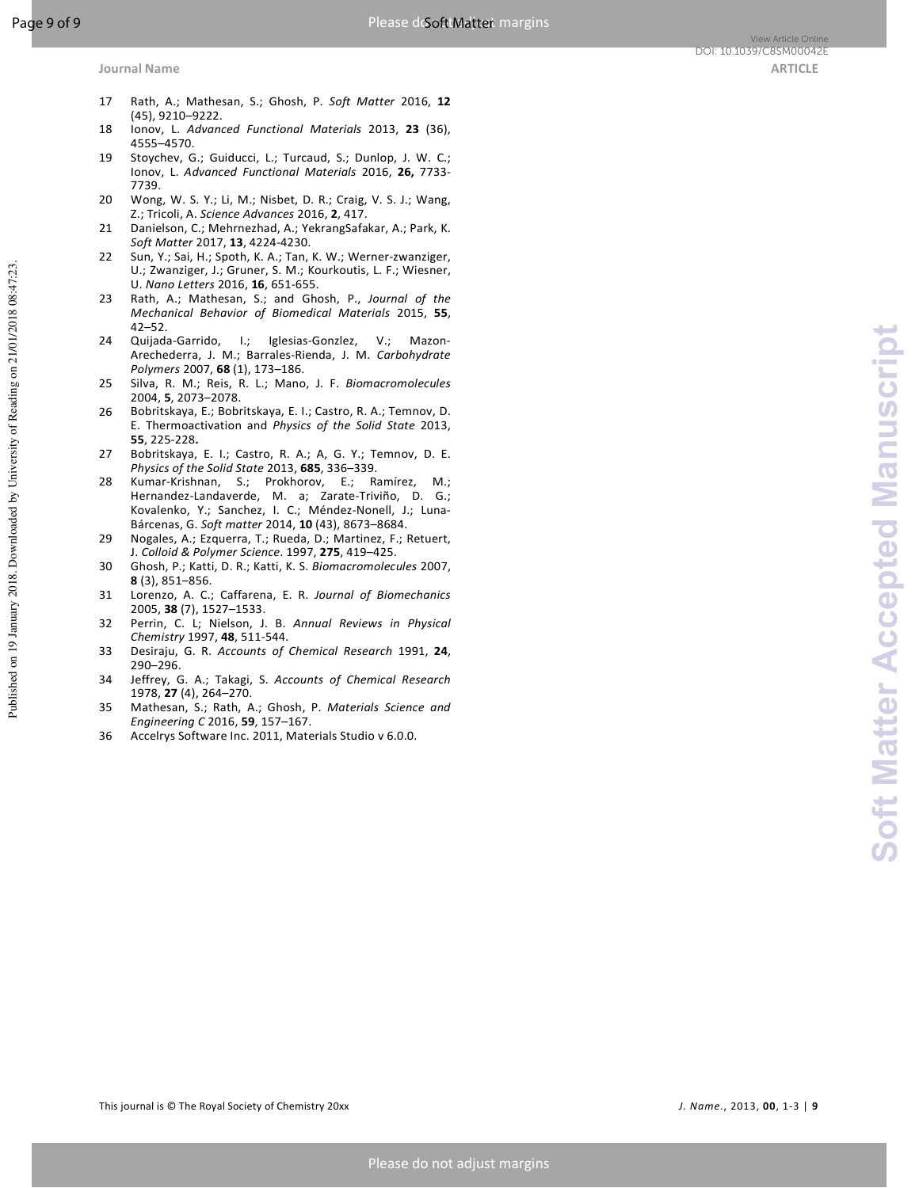17 Rath, A.; Mathesan, S.; Ghosh, P. *Soft Matter* 2016, **12** (45), 9210–9222.
18 Ionov, L. *Advanced Functional Materials* 2013, **23** (36), 4555–4570.
19 Stoychev, G.; Guiducci, L.; Turcaud, S.; Dunlop, J. W. C.; Ionov, L. *Advanced Functional Materials* 2016, **26,** 7733-7739.
20 Wong, W. S. Y.; Li, M.; Nisbet, D. R.; Craig, V. S. J.; Wang, Z.; Tricoli, A. *Science Advances* 2016, **2**, 417.
21 Danielson, C.; Mehrnezhad, A.; YekrangSafakar, A.; Park, K. *Soft Matter* 2017, **13**, 4224-4230.
22 Sun, Y.; Sai, H.; Spoth, K. A.; Tan, K. W.; Werner-zwanziger, U.; Zwanziger, J.; Gruner, S. M.; Kourkoutis, L. F.; Wiesner, U. *Nano Letters* 2016, **16**, 651-655.
23 Rath, A.; Mathesan, S.; and Ghosh, P., *Journal of the Mechanical Behavior of Biomedical Materials* 2015, **55**, 42–52.
24 Quijada-Garrido, I.; Iglesias-Gonzlez, V.; Mazon-Arechederra, J. M.; Barrales-Rienda, J. M. *Carbohydrate Polymers* 2007, **68** (1), 173–186.
25 Silva, R. M.; Reis, R. L.; Mano, J. F. *Biomacromolecules* 2004, **5**, 2073–2078.
26 Bobritskaya, E.; Bobritskaya, E. I.; Castro, R. A.; Temnov, D. E. Thermoactivation and *Physics of the Solid State* 2013, **55**, 225-228**.**
27 Bobritskaya, E. I.; Castro, R. A.; A, G. Y.; Temnov, D. E. *Physics of the Solid State* 2013, **685**, 336–339.
28 Kumar-Krishnan, S.; Prokhorov, E.; Ramírez, M.; Hernandez-Landaverde, M. a; Zarate-Triviño, D. G.; Kovalenko, Y.; Sanchez, I. C.; Méndez-Nonell, J.; Luna-Bárcenas, G. *Soft matter* 2014, **10** (43), 8673–8684.
29 Nogales, A.; Ezquerra, T.; Rueda, D.; Martinez, F.; Retuert, J. *Colloid & Polymer Science*. 1997, **275**, 419–425.
30 Ghosh, P.; Katti, D. R.; Katti, K. S. *Biomacromolecules* 2007, **8** (3), 851–856.
31 Lorenzo, A. C.; Caffarena, E. R. *Journal of Biomechanics* 2005, **38** (7), 1527–1533.
32 Perrin, C. L; Nielson, J. B. *Annual Reviews in Physical Chemistry* 1997, **48**, 511-544.
33 Desiraju, G. R. *Accounts of Chemical Research* 1991, **24**, 290–296.
34 Jeffrey, G. A.; Takagi, S. *Accounts of Chemical Research* 1978, **27** (4), 264–270.
35 Mathesan, S.; Rath, A.; Ghosh, P. *Materials Science and Engineering C* 2016, **59**, 157–167.
36 Accelrys Software Inc. 2011, Materials Studio v 6.0.0.